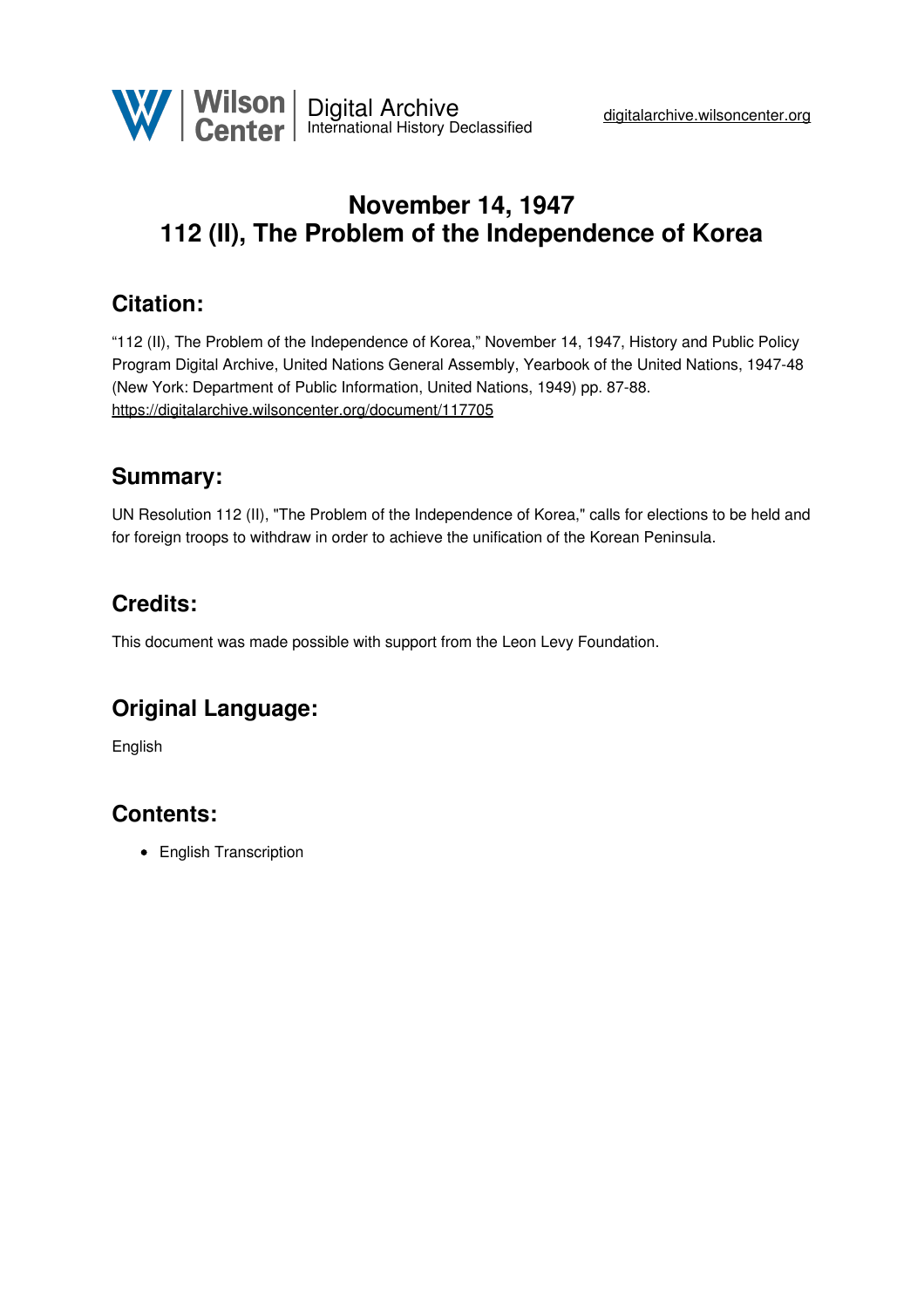# November 14, 1947
# 112 (II), The Problem of the Independence of Korea

## Citation:

"112 (II), The Problem of the Independence of Korea," November 14, 1947, History and Public Policy Program Digital Archive, United Nations General Assembly, Yearbook of the United Nations, 1947-48 (New York: Department of Public Information, United Nations, 1949) pp. 87-88.
https://digitalarchive.wilsoncenter.org/document/117705

## Summary:

UN Resolution 112 (II), "The Problem of the Independence of Korea," calls for elections to be held and for foreign troops to withdraw in order to achieve the unification of the Korean Peninsula.

## Credits:

This document was made possible with support from the Leon Levy Foundation.

## Original Language:

English

## Contents:

- English Transcription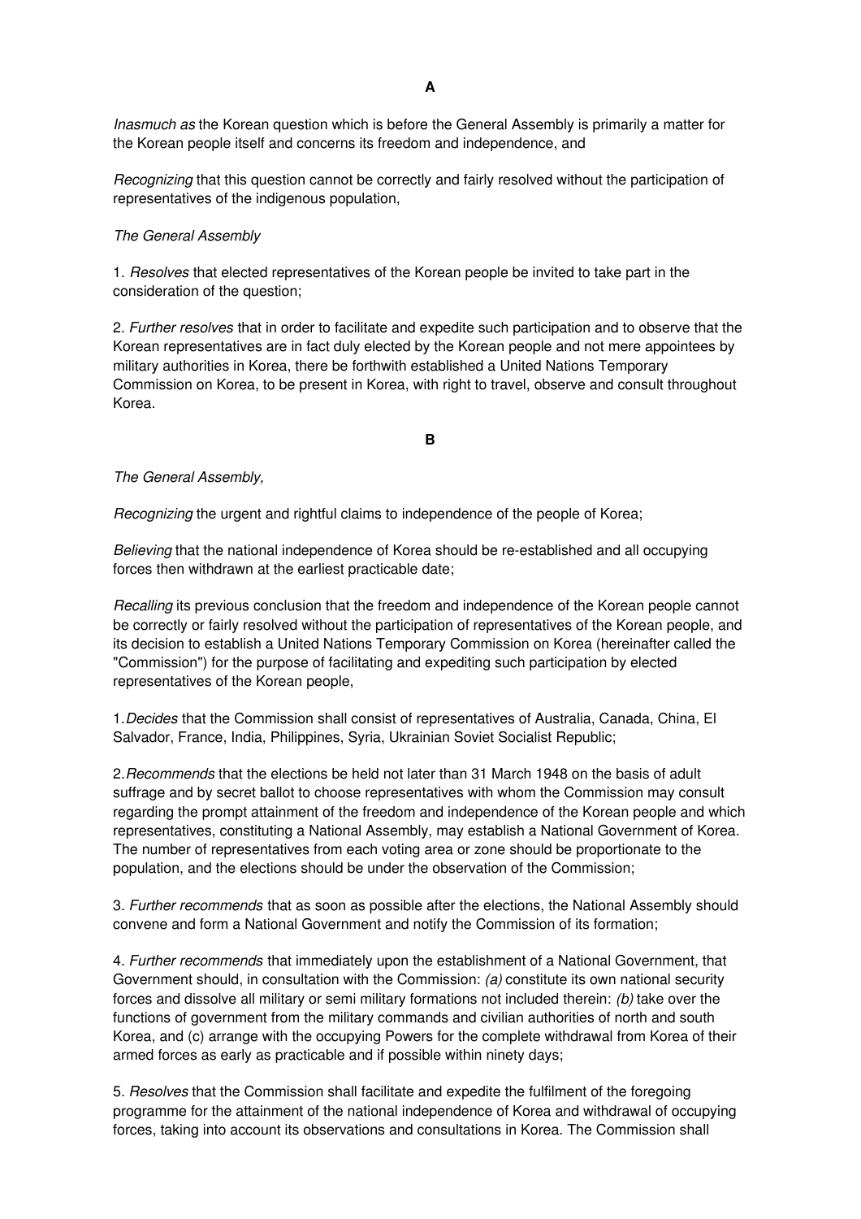**A**

*Inasmuch as* the Korean question which is before the General Assembly is primarily a matter for the Korean people itself and concerns its freedom and independence, and

*Recognizing* that this question cannot be correctly and fairly resolved without the participation of representatives of the indigenous population,

*The General Assembly*

1. *Resolves* that elected representatives of the Korean people be invited to take part in the consideration of the question;

2. *Further resolves* that in order to facilitate and expedite such participation and to observe that the Korean representatives are in fact duly elected by the Korean people and not mere appointees by military authorities in Korea, there be forthwith established a United Nations Temporary Commission on Korea, to be present in Korea, with right to travel, observe and consult throughout Korea.

**B**

*The General Assembly,*

*Recognizing* the urgent and rightful claims to independence of the people of Korea;

*Believing* that the national independence of Korea should be re-established and all occupying forces then withdrawn at the earliest practicable date;

*Recalling* its previous conclusion that the freedom and independence of the Korean people cannot be correctly or fairly resolved without the participation of representatives of the Korean people, and its decision to establish a United Nations Temporary Commission on Korea (hereinafter called the "Commission") for the purpose of facilitating and expediting such participation by elected representatives of the Korean people,

1. *Decides* that the Commission shall consist of representatives of Australia, Canada, China, El Salvador, France, India, Philippines, Syria, Ukrainian Soviet Socialist Republic;

2. *Recommends* that the elections be held not later than 31 March 1948 on the basis of adult suffrage and by secret ballot to choose representatives with whom the Commission may consult regarding the prompt attainment of the freedom and independence of the Korean people and which representatives, constituting a National Assembly, may establish a National Government of Korea. The number of representatives from each voting area or zone should be proportionate to the population, and the elections should be under the observation of the Commission;

3. *Further recommends* that as soon as possible after the elections, the National Assembly should convene and form a National Government and notify the Commission of its formation;

4. *Further recommends* that immediately upon the establishment of a National Government, that Government should, in consultation with the Commission: *(a)* constitute its own national security forces and dissolve all military or semi military formations not included therein: *(b)* take over the functions of government from the military commands and civilian authorities of north and south Korea, and (c) arrange with the occupying Powers for the complete withdrawal from Korea of their armed forces as early as practicable and if possible within ninety days;

5. *Resolves* that the Commission shall facilitate and expedite the fulfilment of the foregoing programme for the attainment of the national independence of Korea and withdrawal of occupying forces, taking into account its observations and consultations in Korea. The Commission shall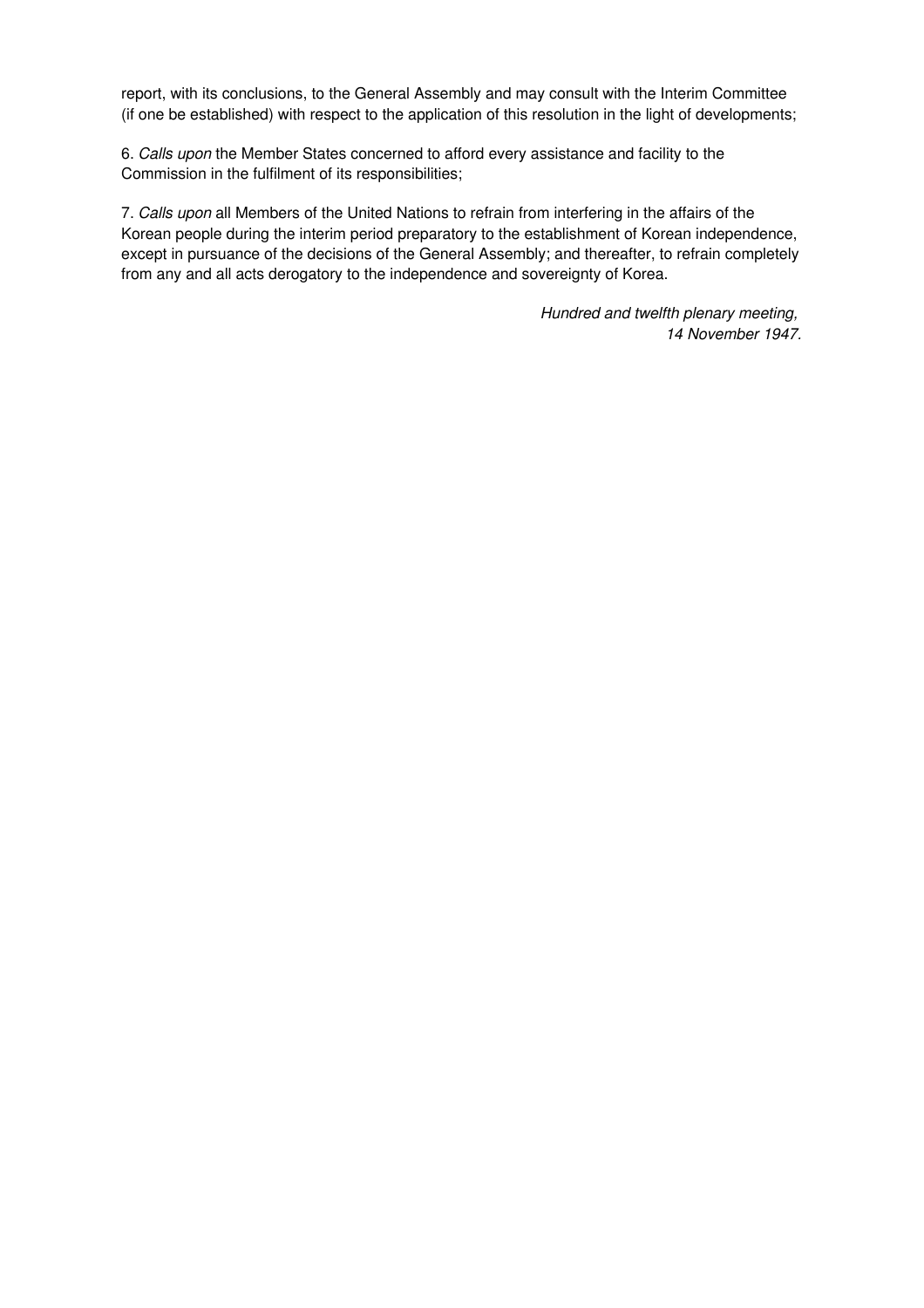report, with its conclusions, to the General Assembly and may consult with the Interim Committee (if one be established) with respect to the application of this resolution in the light of developments;

6. *Calls upon* the Member States concerned to afford every assistance and facility to the Commission in the fulfilment of its responsibilities;

7. *Calls upon* all Members of the United Nations to refrain from interfering in the affairs of the Korean people during the interim period preparatory to the establishment of Korean independence, except in pursuance of the decisions of the General Assembly; and thereafter, to refrain completely from any and all acts derogatory to the independence and sovereignty of Korea.

*Hundred and twelfth plenary meeting,*
*14 November 1947.*